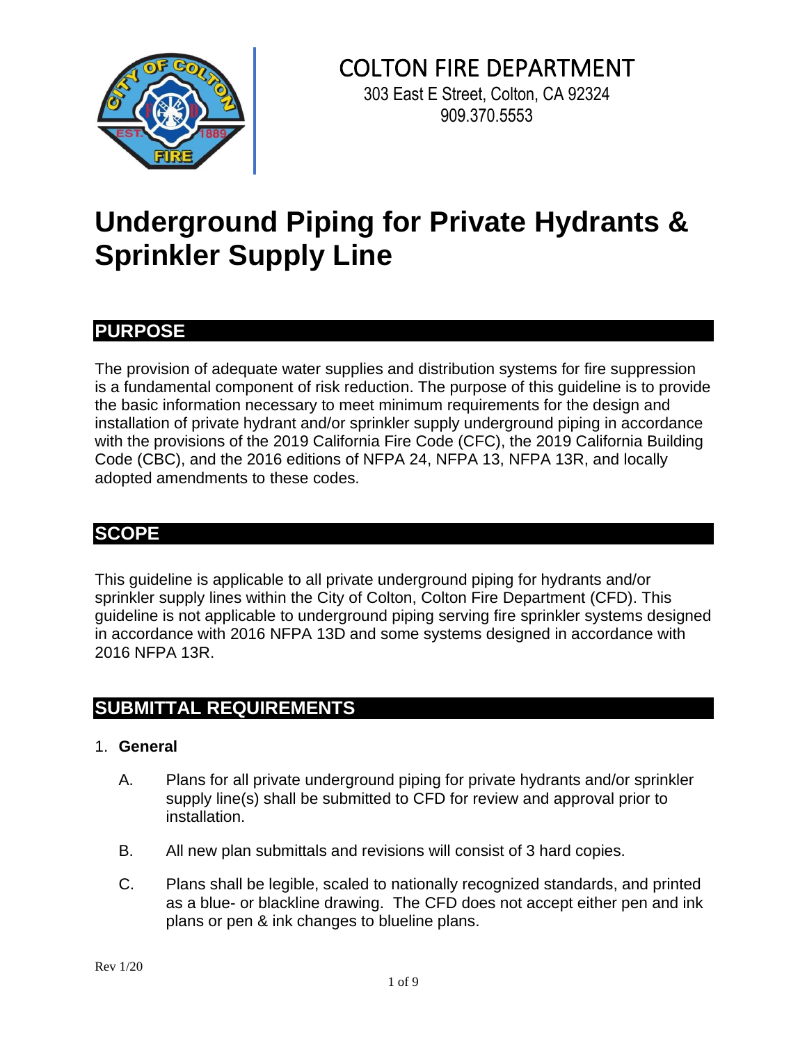# COLTON FIRE DEPARTMENT

303 East E Street, Colton, CA 92324
909.370.5553

# Underground Piping for Private Hydrants & Sprinkler Supply Line

## PURPOSE

The provision of adequate water supplies and distribution systems for fire suppression is a fundamental component of risk reduction. The purpose of this guideline is to provide the basic information necessary to meet minimum requirements for the design and installation of private hydrant and/or sprinkler supply underground piping in accordance with the provisions of the 2019 California Fire Code (CFC), the 2019 California Building Code (CBC), and the 2016 editions of NFPA 24, NFPA 13, NFPA 13R, and locally adopted amendments to these codes.

## SCOPE

This guideline is applicable to all private underground piping for hydrants and/or sprinkler supply lines within the City of Colton, Colton Fire Department (CFD). This guideline is not applicable to underground piping serving fire sprinkler systems designed in accordance with 2016 NFPA 13D and some systems designed in accordance with 2016 NFPA 13R.

## SUBMITTAL REQUIREMENTS

1. **General**

   A. Plans for all private underground piping for private hydrants and/or sprinkler supply line(s) shall be submitted to CFD for review and approval prior to installation.

   B. All new plan submittals and revisions will consist of 3 hard copies.

   C. Plans shall be legible, scaled to nationally recognized standards, and printed as a blue- or blackline drawing. The CFD does not accept either pen and ink plans or pen & ink changes to blueline plans.

Rev 1/20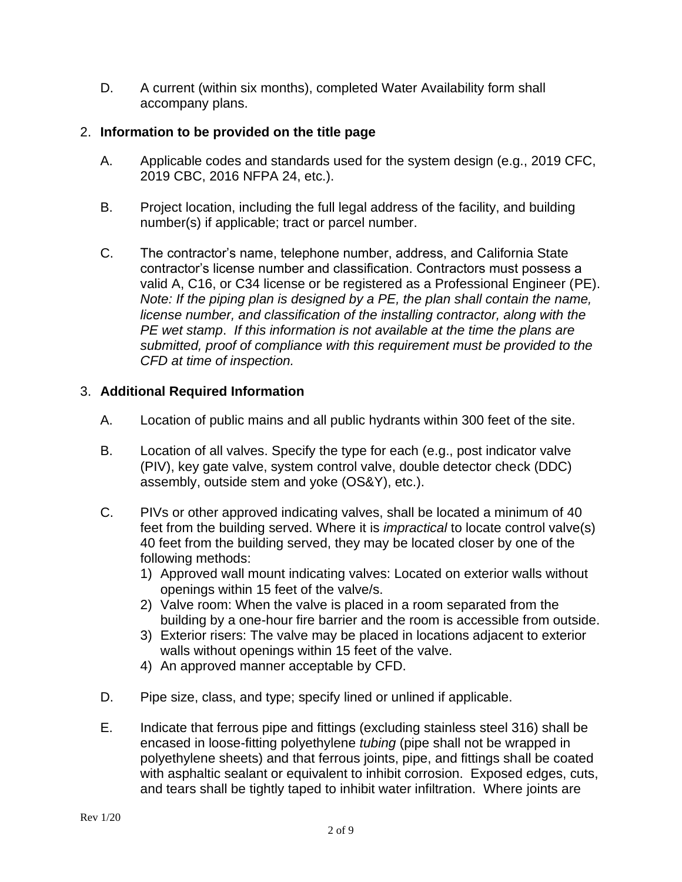D. A current (within six months), completed Water Availability form shall accompany plans.

2. **Information to be provided on the title page**

   A. Applicable codes and standards used for the system design (e.g., 2019 CFC, 2019 CBC, 2016 NFPA 24, etc.).

   B. Project location, including the full legal address of the facility, and building number(s) if applicable; tract or parcel number.

   C. The contractor's name, telephone number, address, and California State contractor's license number and classification. Contractors must possess a valid A, C16, or C34 license or be registered as a Professional Engineer (PE). *Note: If the piping plan is designed by a PE, the plan shall contain the name, license number, and classification of the installing contractor, along with the PE wet stamp. If this information is not available at the time the plans are submitted, proof of compliance with this requirement must be provided to the CFD at time of inspection.*

3. **Additional Required Information**

   A. Location of public mains and all public hydrants within 300 feet of the site.

   B. Location of all valves. Specify the type for each (e.g., post indicator valve (PIV), key gate valve, system control valve, double detector check (DDC) assembly, outside stem and yoke (OS&Y), etc.).

   C. PIVs or other approved indicating valves, shall be located a minimum of 40 feet from the building served. Where it is *impractical* to locate control valve(s) 40 feet from the building served, they may be located closer by one of the following methods:
      1) Approved wall mount indicating valves: Located on exterior walls without openings within 15 feet of the valve/s.
      2) Valve room: When the valve is placed in a room separated from the building by a one-hour fire barrier and the room is accessible from outside.
      3) Exterior risers: The valve may be placed in locations adjacent to exterior walls without openings within 15 feet of the valve.
      4) An approved manner acceptable by CFD.

   D. Pipe size, class, and type; specify lined or unlined if applicable.

   E. Indicate that ferrous pipe and fittings (excluding stainless steel 316) shall be encased in loose-fitting polyethylene *tubing* (pipe shall not be wrapped in polyethylene sheets) and that ferrous joints, pipe, and fittings shall be coated with asphaltic sealant or equivalent to inhibit corrosion. Exposed edges, cuts, and tears shall be tightly taped to inhibit water infiltration. Where joints are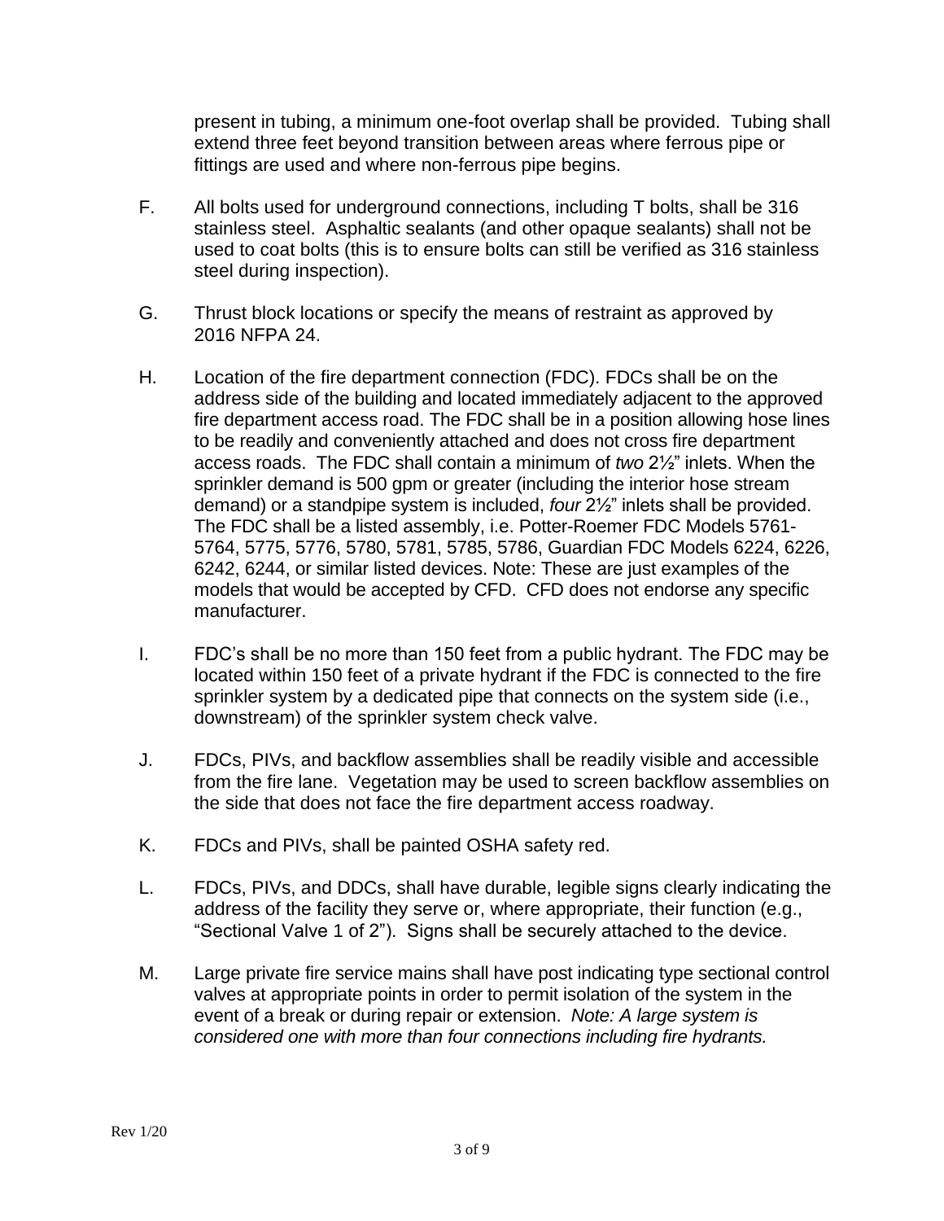present in tubing, a minimum one-foot overlap shall be provided. Tubing shall extend three feet beyond transition between areas where ferrous pipe or fittings are used and where non-ferrous pipe begins.

F. All bolts used for underground connections, including T bolts, shall be 316 stainless steel. Asphaltic sealants (and other opaque sealants) shall not be used to coat bolts (this is to ensure bolts can still be verified as 316 stainless steel during inspection).

G. Thrust block locations or specify the means of restraint as approved by 2016 NFPA 24.

H. Location of the fire department connection (FDC). FDCs shall be on the address side of the building and located immediately adjacent to the approved fire department access road. The FDC shall be in a position allowing hose lines to be readily and conveniently attached and does not cross fire department access roads. The FDC shall contain a minimum of *two* 2½" inlets. When the sprinkler demand is 500 gpm or greater (including the interior hose stream demand) or a standpipe system is included, *four* 2½" inlets shall be provided. The FDC shall be a listed assembly, i.e. Potter-Roemer FDC Models 5761-5764, 5775, 5776, 5780, 5781, 5785, 5786, Guardian FDC Models 6224, 6226, 6242, 6244, or similar listed devices. Note: These are just examples of the models that would be accepted by CFD. CFD does not endorse any specific manufacturer.

I. FDC's shall be no more than 150 feet from a public hydrant. The FDC may be located within 150 feet of a private hydrant if the FDC is connected to the fire sprinkler system by a dedicated pipe that connects on the system side (i.e., downstream) of the sprinkler system check valve.

J. FDCs, PIVs, and backflow assemblies shall be readily visible and accessible from the fire lane. Vegetation may be used to screen backflow assemblies on the side that does not face the fire department access roadway.

K. FDCs and PIVs, shall be painted OSHA safety red.

L. FDCs, PIVs, and DDCs, shall have durable, legible signs clearly indicating the address of the facility they serve or, where appropriate, their function (e.g., "Sectional Valve 1 of 2"). Signs shall be securely attached to the device.

M. Large private fire service mains shall have post indicating type sectional control valves at appropriate points in order to permit isolation of the system in the event of a break or during repair or extension. *Note: A large system is considered one with more than four connections including fire hydrants.*

Rev 1/20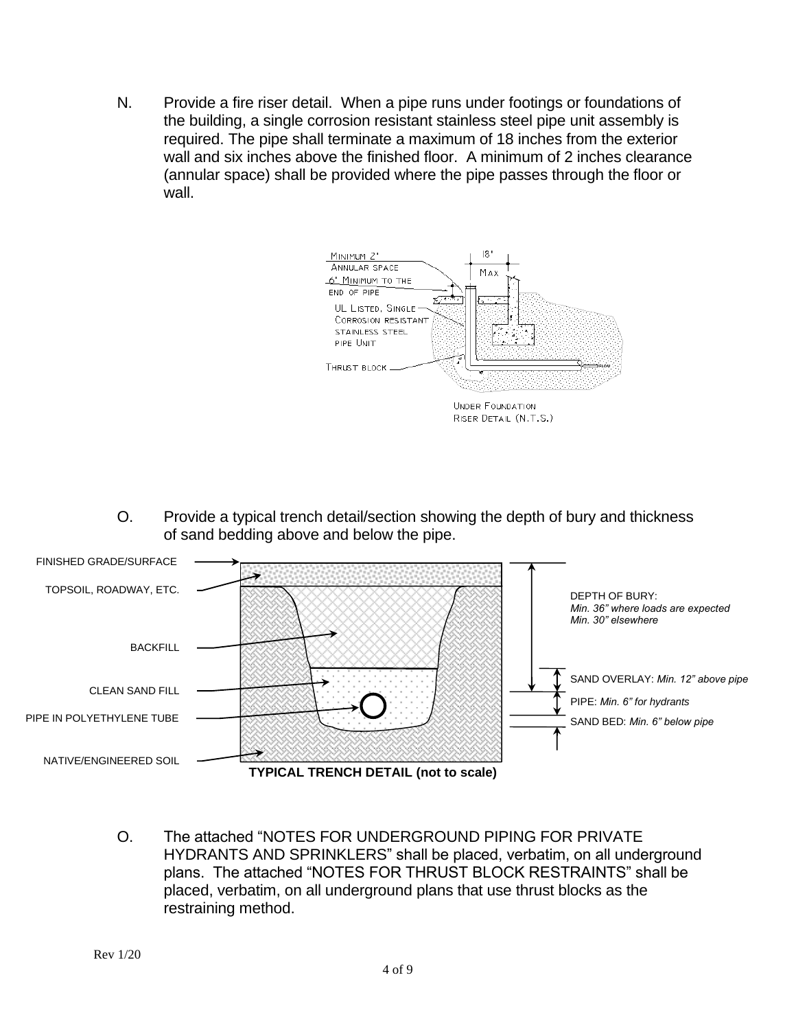N. Provide a fire riser detail. When a pipe runs under footings or foundations of the building, a single corrosion resistant stainless steel pipe unit assembly is required. The pipe shall terminate a maximum of 18 inches from the exterior wall and six inches above the finished floor. A minimum of 2 inches clearance (annular space) shall be provided where the pipe passes through the floor or wall.

MINIMUM 2" ANNULAR SPACE

6" MINIMUM TO THE END OF PIPE

UL LISTED, SINGLE CORROSION RESISTANT STAINLESS STEEL PIPE UNIT

THRUST BLOCK

18" MAX

FLOW

UNDER FOUNDATION RISER DETAIL (N.T.S.)

O. Provide a typical trench detail/section showing the depth of bury and thickness of sand bedding above and below the pipe.

FINISHED GRADE/SURFACE

TOPSOIL, ROADWAY, ETC.

BACKFILL

CLEAN SAND FILL

PIPE IN POLYETHYLENE TUBE

NATIVE/ENGINEERED SOIL

DEPTH OF BURY: *Min. 36" where loads are expected* *Min. 30" elsewhere*

SAND OVERLAY: *Min. 12" above pipe*

PIPE: *Min. 6" for hydrants*

SAND BED: *Min. 6" below pipe*

**TYPICAL TRENCH DETAIL (not to scale)**

O. The attached "NOTES FOR UNDERGROUND PIPING FOR PRIVATE HYDRANTS AND SPRINKLERS" shall be placed, verbatim, on all underground plans. The attached "NOTES FOR THRUST BLOCK RESTRAINTS" shall be placed, verbatim, on all underground plans that use thrust blocks as the restraining method.

Rev 1/20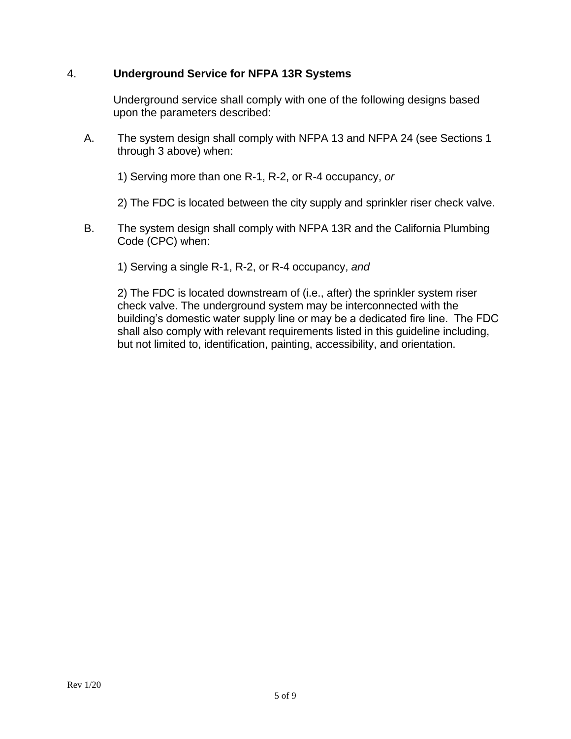## 4. Underground Service for NFPA 13R Systems

Underground service shall comply with one of the following designs based upon the parameters described:

A. The system design shall comply with NFPA 13 and NFPA 24 (see Sections 1 through 3 above) when:

1) Serving more than one R-1, R-2, or R-4 occupancy, *or*

2) The FDC is located between the city supply and sprinkler riser check valve.

B. The system design shall comply with NFPA 13R and the California Plumbing Code (CPC) when:

1) Serving a single R-1, R-2, or R-4 occupancy, *and*

2) The FDC is located downstream of (i.e., after) the sprinkler system riser check valve. The underground system may be interconnected with the building's domestic water supply line or may be a dedicated fire line. The FDC shall also comply with relevant requirements listed in this guideline including, but not limited to, identification, painting, accessibility, and orientation.

Rev 1/20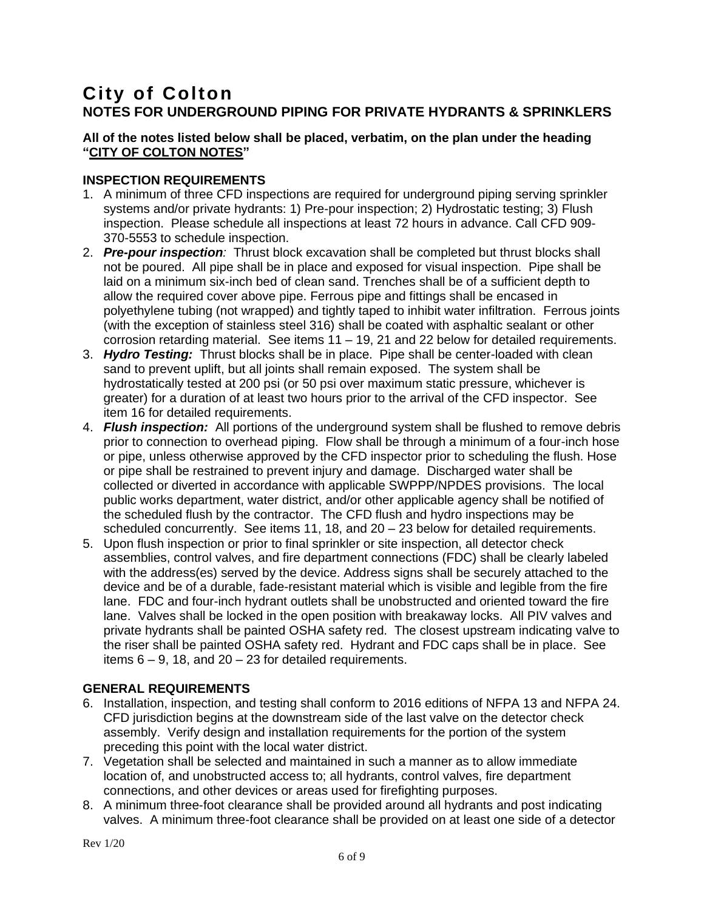# City of Colton

## NOTES FOR UNDERGROUND PIPING FOR PRIVATE HYDRANTS & SPRINKLERS

**All of the notes listed below shall be placed, verbatim, on the plan under the heading "CITY OF COLTON NOTES"**

### INSPECTION REQUIREMENTS

1. A minimum of three CFD inspections are required for underground piping serving sprinkler systems and/or private hydrants: 1) Pre-pour inspection; 2) Hydrostatic testing; 3) Flush inspection. Please schedule all inspections at least 72 hours in advance. Call CFD 909-370-5553 to schedule inspection.
2. ***Pre-pour inspection****:* Thrust block excavation shall be completed but thrust blocks shall not be poured. All pipe shall be in place and exposed for visual inspection. Pipe shall be laid on a minimum six-inch bed of clean sand. Trenches shall be of a sufficient depth to allow the required cover above pipe. Ferrous pipe and fittings shall be encased in polyethylene tubing (not wrapped) and tightly taped to inhibit water infiltration. Ferrous joints (with the exception of stainless steel 316) shall be coated with asphaltic sealant or other corrosion retarding material. See items 11 – 19, 21 and 22 below for detailed requirements.
3. ***Hydro Testing:*** Thrust blocks shall be in place. Pipe shall be center-loaded with clean sand to prevent uplift, but all joints shall remain exposed. The system shall be hydrostatically tested at 200 psi (or 50 psi over maximum static pressure, whichever is greater) for a duration of at least two hours prior to the arrival of the CFD inspector. See item 16 for detailed requirements.
4. ***Flush inspection:*** All portions of the underground system shall be flushed to remove debris prior to connection to overhead piping. Flow shall be through a minimum of a four-inch hose or pipe, unless otherwise approved by the CFD inspector prior to scheduling the flush. Hose or pipe shall be restrained to prevent injury and damage. Discharged water shall be collected or diverted in accordance with applicable SWPPP/NPDES provisions. The local public works department, water district, and/or other applicable agency shall be notified of the scheduled flush by the contractor. The CFD flush and hydro inspections may be scheduled concurrently. See items 11, 18, and 20 – 23 below for detailed requirements.
5. Upon flush inspection or prior to final sprinkler or site inspection, all detector check assemblies, control valves, and fire department connections (FDC) shall be clearly labeled with the address(es) served by the device. Address signs shall be securely attached to the device and be of a durable, fade-resistant material which is visible and legible from the fire lane. FDC and four-inch hydrant outlets shall be unobstructed and oriented toward the fire lane. Valves shall be locked in the open position with breakaway locks. All PIV valves and private hydrants shall be painted OSHA safety red. The closest upstream indicating valve to the riser shall be painted OSHA safety red. Hydrant and FDC caps shall be in place. See items 6 – 9, 18, and 20 – 23 for detailed requirements.

### GENERAL REQUIREMENTS

6. Installation, inspection, and testing shall conform to 2016 editions of NFPA 13 and NFPA 24. CFD jurisdiction begins at the downstream side of the last valve on the detector check assembly. Verify design and installation requirements for the portion of the system preceding this point with the local water district.
7. Vegetation shall be selected and maintained in such a manner as to allow immediate location of, and unobstructed access to; all hydrants, control valves, fire department connections, and other devices or areas used for firefighting purposes.
8. A minimum three-foot clearance shall be provided around all hydrants and post indicating valves. A minimum three-foot clearance shall be provided on at least one side of a detector

Rev 1/20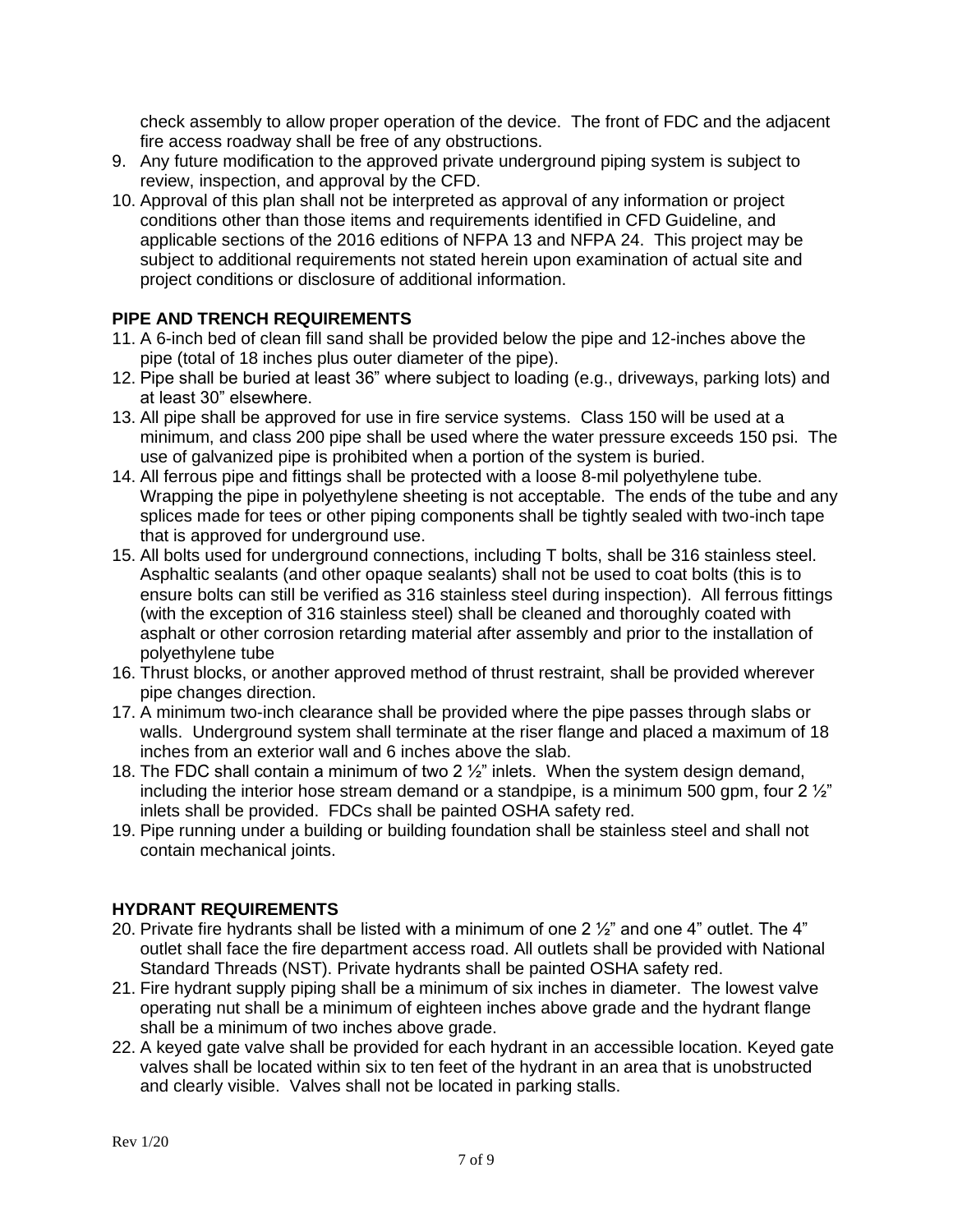check assembly to allow proper operation of the device. The front of FDC and the adjacent fire access roadway shall be free of any obstructions.

9. Any future modification to the approved private underground piping system is subject to review, inspection, and approval by the CFD.
10. Approval of this plan shall not be interpreted as approval of any information or project conditions other than those items and requirements identified in CFD Guideline, and applicable sections of the 2016 editions of NFPA 13 and NFPA 24. This project may be subject to additional requirements not stated herein upon examination of actual site and project conditions or disclosure of additional information.

## PIPE AND TRENCH REQUIREMENTS

11. A 6-inch bed of clean fill sand shall be provided below the pipe and 12-inches above the pipe (total of 18 inches plus outer diameter of the pipe).
12. Pipe shall be buried at least 36" where subject to loading (e.g., driveways, parking lots) and at least 30" elsewhere.
13. All pipe shall be approved for use in fire service systems. Class 150 will be used at a minimum, and class 200 pipe shall be used where the water pressure exceeds 150 psi. The use of galvanized pipe is prohibited when a portion of the system is buried.
14. All ferrous pipe and fittings shall be protected with a loose 8-mil polyethylene tube. Wrapping the pipe in polyethylene sheeting is not acceptable. The ends of the tube and any splices made for tees or other piping components shall be tightly sealed with two-inch tape that is approved for underground use.
15. All bolts used for underground connections, including T bolts, shall be 316 stainless steel. Asphaltic sealants (and other opaque sealants) shall not be used to coat bolts (this is to ensure bolts can still be verified as 316 stainless steel during inspection). All ferrous fittings (with the exception of 316 stainless steel) shall be cleaned and thoroughly coated with asphalt or other corrosion retarding material after assembly and prior to the installation of polyethylene tube
16. Thrust blocks, or another approved method of thrust restraint, shall be provided wherever pipe changes direction.
17. A minimum two-inch clearance shall be provided where the pipe passes through slabs or walls. Underground system shall terminate at the riser flange and placed a maximum of 18 inches from an exterior wall and 6 inches above the slab.
18. The FDC shall contain a minimum of two 2 ½" inlets. When the system design demand, including the interior hose stream demand or a standpipe, is a minimum 500 gpm, four 2 ½" inlets shall be provided. FDCs shall be painted OSHA safety red.
19. Pipe running under a building or building foundation shall be stainless steel and shall not contain mechanical joints.

## HYDRANT REQUIREMENTS

20. Private fire hydrants shall be listed with a minimum of one 2 ½" and one 4" outlet. The 4" outlet shall face the fire department access road. All outlets shall be provided with National Standard Threads (NST). Private hydrants shall be painted OSHA safety red.
21. Fire hydrant supply piping shall be a minimum of six inches in diameter. The lowest valve operating nut shall be a minimum of eighteen inches above grade and the hydrant flange shall be a minimum of two inches above grade.
22. A keyed gate valve shall be provided for each hydrant in an accessible location. Keyed gate valves shall be located within six to ten feet of the hydrant in an area that is unobstructed and clearly visible. Valves shall not be located in parking stalls.

Rev 1/20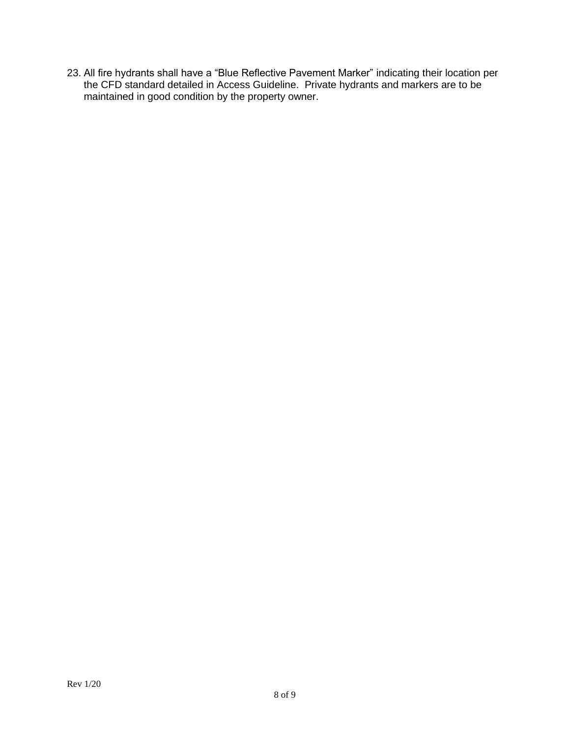23. All fire hydrants shall have a "Blue Reflective Pavement Marker" indicating their location per the CFD standard detailed in Access Guideline. Private hydrants and markers are to be maintained in good condition by the property owner.

Rev 1/20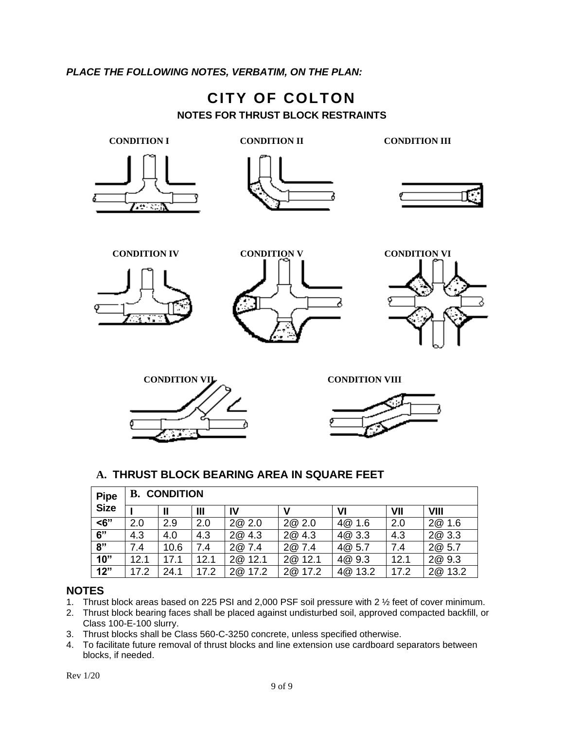***PLACE THE FOLLOWING NOTES, VERBATIM, ON THE PLAN:***

# CITY OF COLTON

## NOTES FOR THRUST BLOCK RESTRAINTS

CONDITION I

CONDITION II

CONDITION III

CONDITION IV

CONDITION V

CONDITION VI

CONDITION VII

CONDITION VIII

### A. THRUST BLOCK BEARING AREA IN SQUARE FEET

| Pipe Size | B. CONDITION | | | | | | | |
|---|---|---|---|---|---|---|---|---|
| | I | II | III | IV | V | VI | VII | VIII |
| <6” | 2.0 | 2.9 | 2.0 | 2@ 2.0 | 2@ 2.0 | 4@ 1.6 | 2.0 | 2@ 1.6 |
| 6” | 4.3 | 4.0 | 4.3 | 2@ 4.3 | 2@ 4.3 | 4@ 3.3 | 4.3 | 2@ 3.3 |
| 8” | 7.4 | 10.6 | 7.4 | 2@ 7.4 | 2@ 7.4 | 4@ 5.7 | 7.4 | 2@ 5.7 |
| 10” | 12.1 | 17.1 | 12.1 | 2@ 12.1 | 2@ 12.1 | 4@ 9.3 | 12.1 | 2@ 9.3 |
| 12” | 17.2 | 24.1 | 17.2 | 2@ 17.2 | 2@ 17.2 | 4@ 13.2 | 17.2 | 2@ 13.2 |

### NOTES

1. Thrust block areas based on 225 PSI and 2,000 PSF soil pressure with 2 ½ feet of cover minimum.
2. Thrust block bearing faces shall be placed against undisturbed soil, approved compacted backfill, or Class 100-E-100 slurry.
3. Thrust blocks shall be Class 560-C-3250 concrete, unless specified otherwise.
4. To facilitate future removal of thrust blocks and line extension use cardboard separators between blocks, if needed.

Rev 1/20